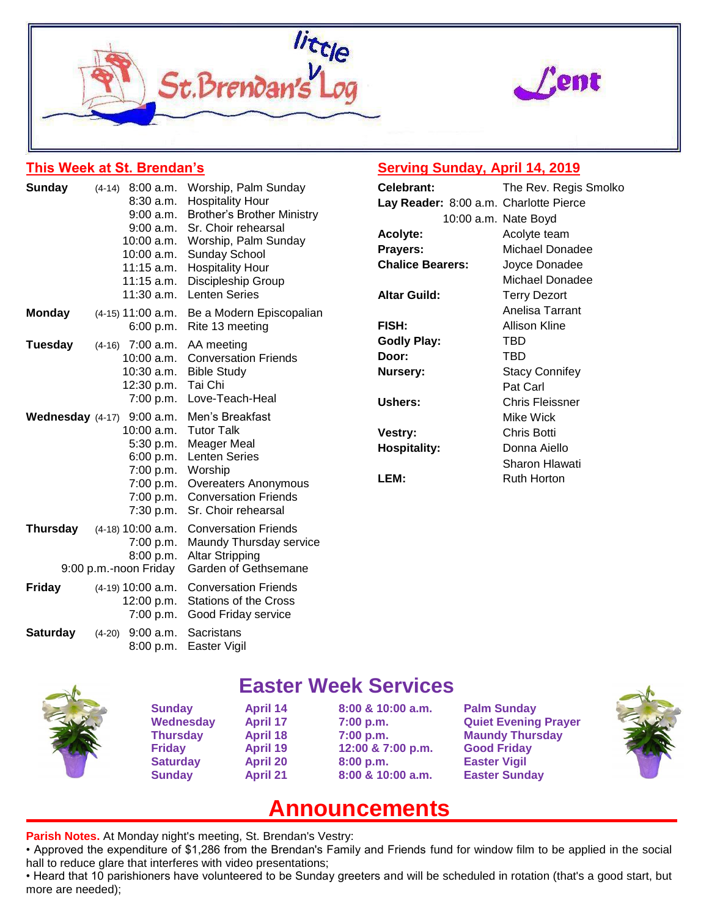# little St. Brendan's Log — Lent

## This Week at St. Brendan's

| | | | |
|---|---|---|---|
| **Sunday** | (4-14) | 8:00 a.m. | Worship, Palm Sunday |
| | | 8:30 a.m. | Hospitality Hour |
| | | 9:00 a.m. | Brother's Brother Ministry |
| | | 9:00 a.m. | Sr. Choir rehearsal |
| | | 10:00 a.m. | Worship, Palm Sunday |
| | | 10:00 a.m. | Sunday School |
| | | 11:15 a.m. | Hospitality Hour |
| | | 11:15 a.m. | Discipleship Group |
| | | 11:30 a.m. | Lenten Series |
| **Monday** | (4-15) | 11:00 a.m. | Be a Modern Episcopalian |
| | | 6:00 p.m. | Rite 13 meeting |
| **Tuesday** | (4-16) | 7:00 a.m. | AA meeting |
| | | 10:00 a.m. | Conversation Friends |
| | | 10:30 a.m. | Bible Study |
| | | 12:30 p.m. | Tai Chi |
| | | 7:00 p.m. | Love-Teach-Heal |
| **Wednesday** | (4-17) | 9:00 a.m. | Men's Breakfast |
| | | 10:00 a.m. | Tutor Talk |
| | | 5:30 p.m. | Meager Meal |
| | | 6:00 p.m. | Lenten Series |
| | | 7:00 p.m. | Worship |
| | | 7:00 p.m. | Overeaters Anonymous |
| | | 7:00 p.m. | Conversation Friends |
| | | 7:30 p.m. | Sr. Choir rehearsal |
| **Thursday** | (4-18) | 10:00 a.m. | Conversation Friends |
| | | 7:00 p.m. | Maundy Thursday service |
| | | 8:00 p.m. | Altar Stripping |
| | | 9:00 p.m.-noon Friday | Garden of Gethsemane |
| **Friday** | (4-19) | 10:00 a.m. | Conversation Friends |
| | | 12:00 p.m. | Stations of the Cross |
| | | 7:00 p.m. | Good Friday service |
| **Saturday** | (4-20) | 9:00 a.m. | Sacristans |
| | | 8:00 p.m. | Easter Vigil |

## Serving Sunday, April 14, 2019

| | |
|---|---|
| **Celebrant:** | The Rev. Regis Smolko |
| **Lay Reader:** 8:00 a.m. | Charlotte Pierce |
| 10:00 a.m. | Nate Boyd |
| **Acolyte:** | Acolyte team |
| **Prayers:** | Michael Donadee |
| **Chalice Bearers:** | Joyce Donadee, Michael Donadee |
| **Altar Guild:** | Terry Dezort, Anelisa Tarrant |
| **FISH:** | Allison Kline |
| **Godly Play:** | TBD |
| **Door:** | TBD |
| **Nursery:** | Stacy Connifey, Pat Carl |
| **Ushers:** | Chris Fleissner, Mike Wick |
| **Vestry:** | Chris Botti |
| **Hospitality:** | Donna Aiello, Sharon Hlawati |
| **LEM:** | Ruth Horton |

## Easter Week Services

| | | | |
|---|---|---|---|
| Sunday | April 14 | 8:00 & 10:00 a.m. | Palm Sunday |
| Wednesday | April 17 | 7:00 p.m. | Quiet Evening Prayer |
| Thursday | April 18 | 7:00 p.m. | Maundy Thursday |
| Friday | April 19 | 12:00 & 7:00 p.m. | Good Friday |
| Saturday | April 20 | 8:00 p.m. | Easter Vigil |
| Sunday | April 21 | 8:00 & 10:00 a.m. | Easter Sunday |

## Announcements

**Parish Notes.** At Monday night's meeting, St. Brendan's Vestry:

- Approved the expenditure of $1,286 from the Brendan's Family and Friends fund for window film to be applied in the social hall to reduce glare that interferes with video presentations;
- Heard that 10 parishioners have volunteered to be Sunday greeters and will be scheduled in rotation (that's a good start, but more are needed);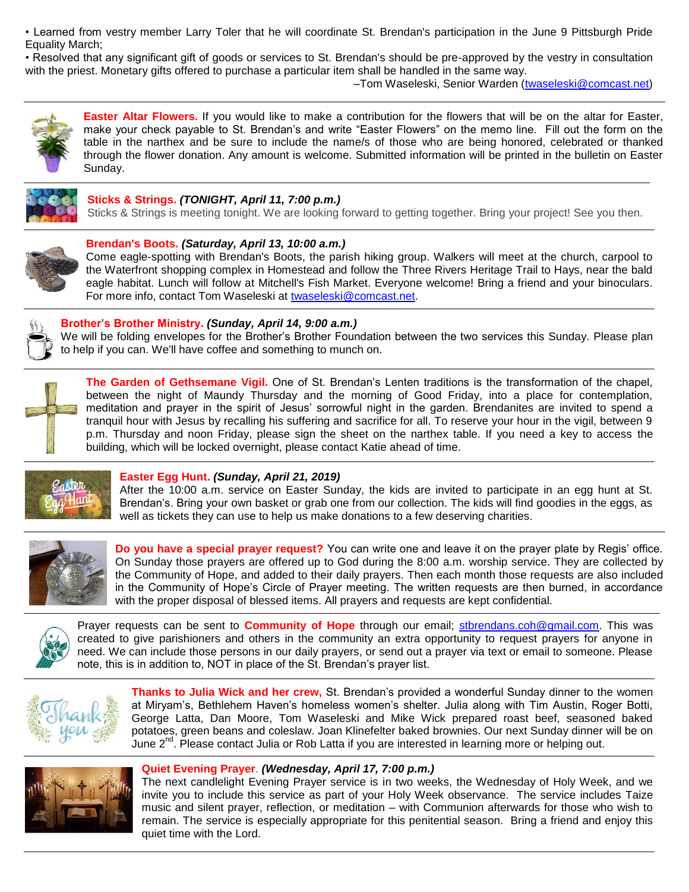• Learned from vestry member Larry Toler that he will coordinate St. Brendan's participation in the June 9 Pittsburgh Pride Equality March;

• Resolved that any significant gift of goods or services to St. Brendan's should be pre-approved by the vestry in consultation with the priest. Monetary gifts offered to purchase a particular item shall be handled in the same way.

–Tom Waseleski, Senior Warden (twaseleski@comcast.net)

---

**Easter Altar Flowers.** If you would like to make a contribution for the flowers that will be on the altar for Easter, make your check payable to St. Brendan's and write "Easter Flowers" on the memo line. Fill out the form on the table in the narthex and be sure to include the name/s of those who are being honored, celebrated or thanked through the flower donation. Any amount is welcome. Submitted information will be printed in the bulletin on Easter Sunday.

---

**Sticks & Strings.** ***(TONIGHT, April 11, 7:00 p.m.)***
Sticks & Strings is meeting tonight. We are looking forward to getting together. Bring your project! See you then.

---

**Brendan's Boots.** ***(Saturday, April 13, 10:00 a.m.)***
Come eagle-spotting with Brendan's Boots, the parish hiking group. Walkers will meet at the church, carpool to the Waterfront shopping complex in Homestead and follow the Three Rivers Heritage Trail to Hays, near the bald eagle habitat. Lunch will follow at Mitchell's Fish Market. Everyone welcome! Bring a friend and your binoculars. For more info, contact Tom Waseleski at twaseleski@comcast.net.

---

**Brother's Brother Ministry.** ***(Sunday, April 14, 9:00 a.m.)***
We will be folding envelopes for the Brother's Brother Foundation between the two services this Sunday. Please plan to help if you can. We'll have coffee and something to munch on.

---

**The Garden of Gethsemane Vigil.** One of St. Brendan's Lenten traditions is the transformation of the chapel, between the night of Maundy Thursday and the morning of Good Friday, into a place for contemplation, meditation and prayer in the spirit of Jesus' sorrowful night in the garden. Brendanites are invited to spend a tranquil hour with Jesus by recalling his suffering and sacrifice for all. To reserve your hour in the vigil, between 9 p.m. Thursday and noon Friday, please sign the sheet on the narthex table. If you need a key to access the building, which will be locked overnight, please contact Katie ahead of time.

---

**Easter Egg Hunt.** ***(Sunday, April 21, 2019)***
After the 10:00 a.m. service on Easter Sunday, the kids are invited to participate in an egg hunt at St. Brendan's. Bring your own basket or grab one from our collection. The kids will find goodies in the eggs, as well as tickets they can use to help us make donations to a few deserving charities.

---

**Do you have a special prayer request?** You can write one and leave it on the prayer plate by Regis' office. On Sunday those prayers are offered up to God during the 8:00 a.m. worship service. They are collected by the Community of Hope, and added to their daily prayers. Then each month those requests are also included in the Community of Hope's Circle of Prayer meeting. The written requests are then burned, in accordance with the proper disposal of blessed items. All prayers and requests are kept confidential.

---

Prayer requests can be sent to **Community of Hope** through our email; stbrendans.coh@gmail.com. This was created to give parishioners and others in the community an extra opportunity to request prayers for anyone in need. We can include those persons in our daily prayers, or send out a prayer via text or email to someone. Please note, this is in addition to, NOT in place of the St. Brendan's prayer list.

---

**Thanks to Julia Wick and her crew,** St. Brendan's provided a wonderful Sunday dinner to the women at Miryam's, Bethlehem Haven's homeless women's shelter. Julia along with Tim Austin, Roger Botti, George Latta, Dan Moore, Tom Waseleski and Mike Wick prepared roast beef, seasoned baked potatoes, green beans and coleslaw. Joan Klinefelter baked brownies. Our next Sunday dinner will be on June 2nd. Please contact Julia or Rob Latta if you are interested in learning more or helping out.

---

**Quiet Evening Prayer**. ***(Wednesday, April 17, 7:00 p.m.)***
The next candlelight Evening Prayer service is in two weeks, the Wednesday of Holy Week, and we invite you to include this service as part of your Holy Week observance. The service includes Taize music and silent prayer, reflection, or meditation – with Communion afterwards for those who wish to remain. The service is especially appropriate for this penitential season. Bring a friend and enjoy this quiet time with the Lord.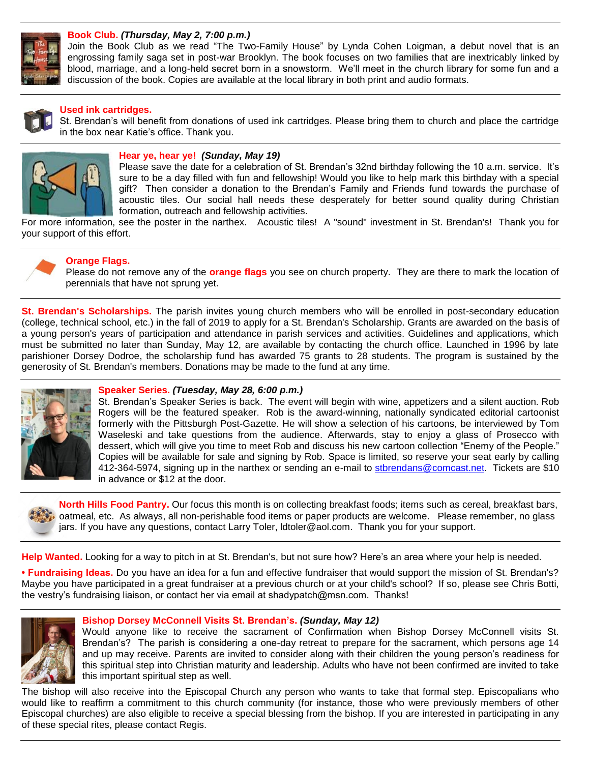**Book Club.** ***(Thursday, May 2, 7:00 p.m.)***
Join the Book Club as we read "The Two-Family House" by Lynda Cohen Loigman, a debut novel that is an engrossing family saga set in post-war Brooklyn. The book focuses on two families that are inextricably linked by blood, marriage, and a long-held secret born in a snowstorm. We'll meet in the church library for some fun and a discussion of the book. Copies are available at the local library in both print and audio formats.

---

**Used ink cartridges.**
St. Brendan's will benefit from donations of used ink cartridges. Please bring them to church and place the cartridge in the box near Katie's office. Thank you.

---

**Hear ye, hear ye!** ***(Sunday, May 19)***
Please save the date for a celebration of St. Brendan's 32nd birthday following the 10 a.m. service. It's sure to be a day filled with fun and fellowship! Would you like to help mark this birthday with a special gift? Then consider a donation to the Brendan's Family and Friends fund towards the purchase of acoustic tiles. Our social hall needs these desperately for better sound quality during Christian formation, outreach and fellowship activities.
For more information, see the poster in the narthex. Acoustic tiles! A "sound" investment in St. Brendan's! Thank you for your support of this effort.

---

**Orange Flags.**
Please do not remove any of the **orange flags** you see on church property. They are there to mark the location of perennials that have not sprung yet.

---

**St. Brendan's Scholarships.** The parish invites young church members who will be enrolled in post-secondary education (college, technical school, etc.) in the fall of 2019 to apply for a St. Brendan's Scholarship. Grants are awarded on the basis of a young person's years of participation and attendance in parish services and activities. Guidelines and applications, which must be submitted no later than Sunday, May 12, are available by contacting the church office. Launched in 1996 by late parishioner Dorsey Dodroe, the scholarship fund has awarded 75 grants to 28 students. The program is sustained by the generosity of St. Brendan's members. Donations may be made to the fund at any time.

---

**Speaker Series.** ***(Tuesday, May 28, 6:00 p.m.)***
St. Brendan's Speaker Series is back. The event will begin with wine, appetizers and a silent auction. Rob Rogers will be the featured speaker. Rob is the award-winning, nationally syndicated editorial cartoonist formerly with the Pittsburgh Post-Gazette. He will show a selection of his cartoons, be interviewed by Tom Waseleski and take questions from the audience. Afterwards, stay to enjoy a glass of Prosecco with dessert, which will give you time to meet Rob and discuss his new cartoon collection "Enemy of the People." Copies will be available for sale and signing by Rob. Space is limited, so reserve your seat early by calling 412-364-5974, signing up in the narthex or sending an e-mail to stbrendans@comcast.net. Tickets are $10 in advance or $12 at the door.

---

**North Hills Food Pantry.** Our focus this month is on collecting breakfast foods; items such as cereal, breakfast bars, oatmeal, etc. As always, all non-perishable food items or paper products are welcome. Please remember, no glass jars. If you have any questions, contact Larry Toler, ldtoler@aol.com. Thank you for your support.

---

**Help Wanted.** Looking for a way to pitch in at St. Brendan's, but not sure how? Here's an area where your help is needed.

**• Fundraising Ideas.** Do you have an idea for a fun and effective fundraiser that would support the mission of St. Brendan's? Maybe you have participated in a great fundraiser at a previous church or at your child's school? If so, please see Chris Botti, the vestry's fundraising liaison, or contact her via email at shadypatch@msn.com. Thanks!

---

**Bishop Dorsey McConnell Visits St. Brendan's.** ***(Sunday, May 12)***
Would anyone like to receive the sacrament of Confirmation when Bishop Dorsey McConnell visits St. Brendan's? The parish is considering a one-day retreat to prepare for the sacrament, which persons age 14 and up may receive. Parents are invited to consider along with their children the young person's readiness for this spiritual step into Christian maturity and leadership. Adults who have not been confirmed are invited to take this important spiritual step as well.

The bishop will also receive into the Episcopal Church any person who wants to take that formal step. Episcopalians who would like to reaffirm a commitment to this church community (for instance, those who were previously members of other Episcopal churches) are also eligible to receive a special blessing from the bishop. If you are interested in participating in any of these special rites, please contact Regis.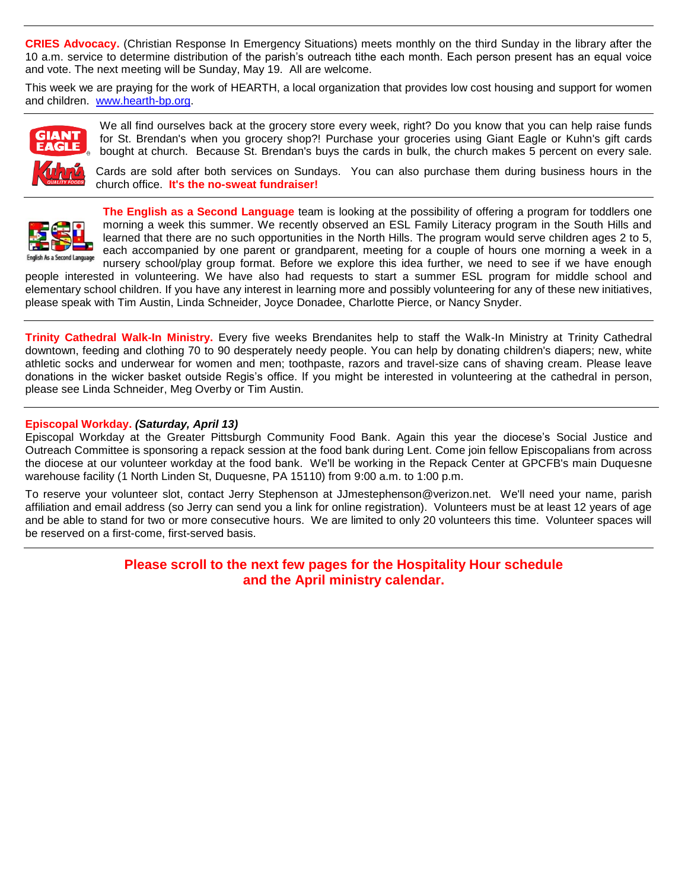**CRIES Advocacy.** (Christian Response In Emergency Situations) meets monthly on the third Sunday in the library after the 10 a.m. service to determine distribution of the parish's outreach tithe each month. Each person present has an equal voice and vote. The next meeting will be Sunday, May 19. All are welcome.

This week we are praying for the work of HEARTH, a local organization that provides low cost housing and support for women and children. www.hearth-bp.org.

---

We all find ourselves back at the grocery store every week, right? Do you know that you can help raise funds for St. Brendan's when you grocery shop?! Purchase your groceries using Giant Eagle or Kuhn's gift cards bought at church. Because St. Brendan's buys the cards in bulk, the church makes 5 percent on every sale.

Cards are sold after both services on Sundays. You can also purchase them during business hours in the church office. **It's the no-sweat fundraiser!**

---

**The English as a Second Language** team is looking at the possibility of offering a program for toddlers one morning a week this summer. We recently observed an ESL Family Literacy program in the South Hills and learned that there are no such opportunities in the North Hills. The program would serve children ages 2 to 5, each accompanied by one parent or grandparent, meeting for a couple of hours one morning a week in a nursery school/play group format. Before we explore this idea further, we need to see if we have enough people interested in volunteering. We have also had requests to start a summer ESL program for middle school and elementary school children. If you have any interest in learning more and possibly volunteering for any of these new initiatives, please speak with Tim Austin, Linda Schneider, Joyce Donadee, Charlotte Pierce, or Nancy Snyder.

---

**Trinity Cathedral Walk-In Ministry.** Every five weeks Brendanites help to staff the Walk-In Ministry at Trinity Cathedral downtown, feeding and clothing 70 to 90 desperately needy people. You can help by donating children's diapers; new, white athletic socks and underwear for women and men; toothpaste, razors and travel-size cans of shaving cream. Please leave donations in the wicker basket outside Regis's office. If you might be interested in volunteering at the cathedral in person, please see Linda Schneider, Meg Overby or Tim Austin.

---

**Episcopal Workday.** ***(Saturday, April 13)***
Episcopal Workday at the Greater Pittsburgh Community Food Bank. Again this year the diocese's Social Justice and Outreach Committee is sponsoring a repack session at the food bank during Lent. Come join fellow Episcopalians from across the diocese at our volunteer workday at the food bank. We'll be working in the Repack Center at GPCFB's main Duquesne warehouse facility (1 North Linden St, Duquesne, PA 15110) from 9:00 a.m. to 1:00 p.m.

To reserve your volunteer slot, contact Jerry Stephenson at JJmestephenson@verizon.net. We'll need your name, parish affiliation and email address (so Jerry can send you a link for online registration). Volunteers must be at least 12 years of age and be able to stand for two or more consecutive hours. We are limited to only 20 volunteers this time. Volunteer spaces will be reserved on a first-come, first-served basis.

---

**Please scroll to the next few pages for the Hospitality Hour schedule and the April ministry calendar.**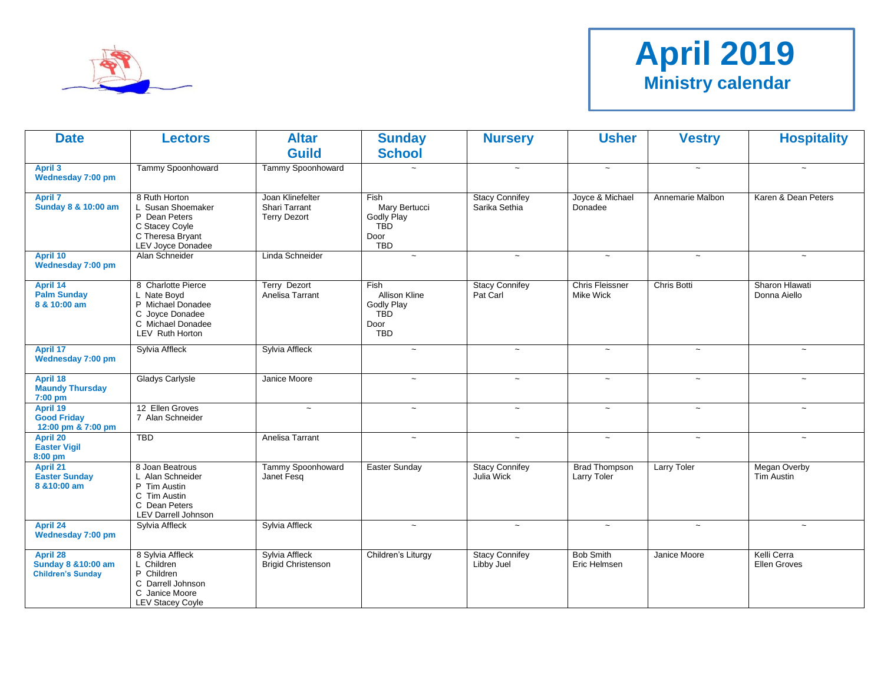# April 2019

## Ministry calendar

| Date | Lectors | Altar Guild | Sunday School | Nursery | Usher | Vestry | Hospitality |
|---|---|---|---|---|---|---|---|
| **April 3 Wednesday 7:00 pm** | Tammy Spoonhoward | Tammy Spoonhoward | ~ | ~ | ~ | ~ | ~ |
| **April 7 Sunday 8 & 10:00 am** | 8 Ruth Horton<br>L Susan Shoemaker<br>P Dean Peters<br>C Stacey Coyle<br>C Theresa Bryant<br>LEV Joyce Donadee | Joan Klinefelter<br>Shari Tarrant<br>Terry Dezort | Fish<br>Mary Bertucci<br>Godly Play<br>TBD<br>Door<br>TBD | Stacy Connifey<br>Sarika Sethia | Joyce & Michael Donadee | Annemarie Malbon | Karen & Dean Peters |
| **April 10 Wednesday 7:00 pm** | Alan Schneider | Linda Schneider | ~ | ~ | ~ | ~ | ~ |
| **April 14 Palm Sunday 8 & 10:00 am** | 8 Charlotte Pierce<br>L Nate Boyd<br>P Michael Donadee<br>C Joyce Donadee<br>C Michael Donadee<br>LEV Ruth Horton | Terry Dezort<br>Anelisa Tarrant | Fish<br>Allison Kline<br>Godly Play<br>TBD<br>Door<br>TBD | Stacy Connifey<br>Pat Carl | Chris Fleissner<br>Mike Wick | Chris Botti | Sharon Hlawati<br>Donna Aiello |
| **April 17 Wednesday 7:00 pm** | Sylvia Affleck | Sylvia Affleck | ~ | ~ | ~ | ~ | ~ |
| **April 18 Maundy Thursday 7:00 pm** | Gladys Carlyle | Janice Moore | ~ | ~ | ~ | ~ | ~ |
| **April 19 Good Friday 12:00 pm & 7:00 pm** | 12 Ellen Groves<br>7 Alan Schneider | ~ | ~ | ~ | ~ | ~ | ~ |
| **April 20 Easter Vigil 8:00 pm** | TBD | Anelisa Tarrant | ~ | ~ | ~ | ~ | ~ |
| **April 21 Easter Sunday 8 &10:00 am** | 8 Joan Beatrous<br>L Alan Schneider<br>P Tim Austin<br>C Tim Austin<br>C Dean Peters<br>LEV Darrell Johnson | Tammy Spoonhoward<br>Janet Fesq | Easter Sunday | Stacy Connifey<br>Julia Wick | Brad Thompson<br>Larry Toler | Larry Toler | Megan Overby<br>Tim Austin |
| **April 24 Wednesday 7:00 pm** | Sylvia Affleck | Sylvia Affleck | ~ | ~ | ~ | ~ | ~ |
| **April 28 Sunday 8 &10:00 am Children's Sunday** | 8 Sylvia Affleck<br>L Children<br>P Children<br>C Darrell Johnson<br>C Janice Moore<br>LEV Stacey Coyle | Sylvia Affleck<br>Brigid Christenson | Children's Liturgy | Stacy Connifey<br>Libby Juel | Bob Smith<br>Eric Helmsen | Janice Moore | Kelli Cerra<br>Ellen Groves |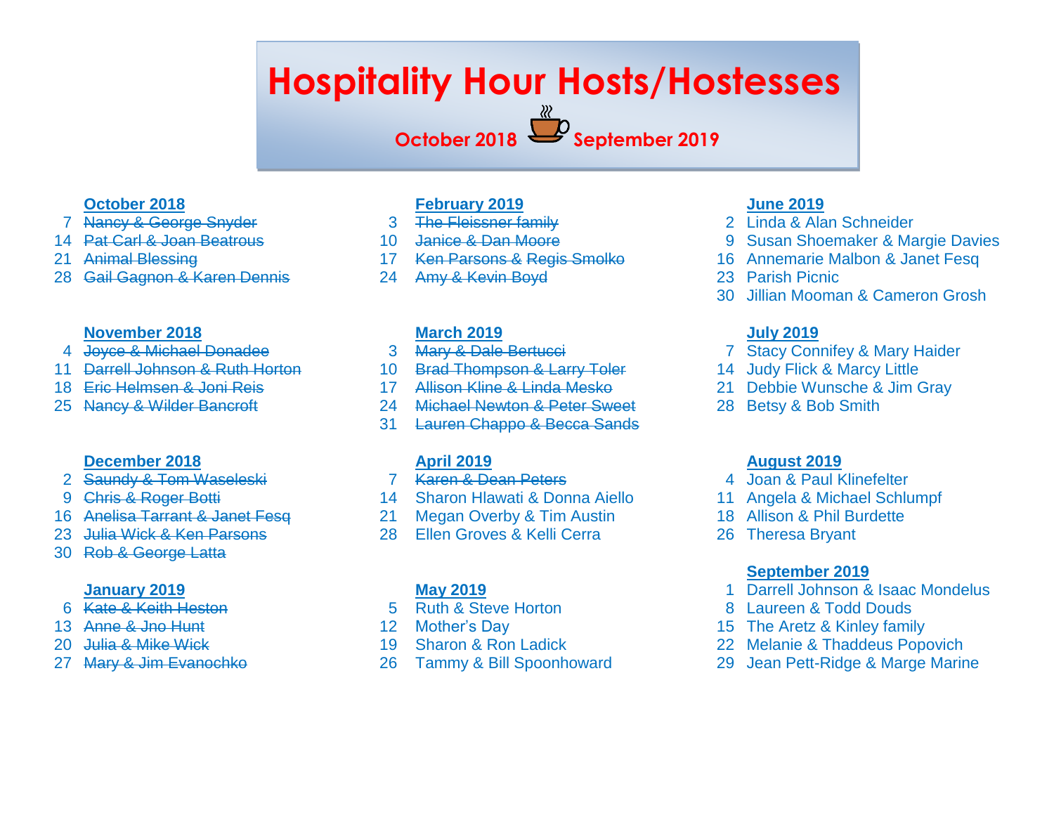# Hospitality Hour Hosts/Hostesses

**October 2018 — September 2019**

## October 2018

- 7 ~~Nancy & George Snyder~~
- 14 ~~Pat Carl & Joan Beatrous~~
- 21 ~~Animal Blessing~~
- 28 ~~Gail Gagnon & Karen Dennis~~

## November 2018

- 4 ~~Joyce & Michael Donadee~~
- 11 ~~Darrell Johnson & Ruth Horton~~
- 18 ~~Eric Helmsen & Joni Reis~~
- 25 ~~Nancy & Wilder Bancroft~~

## December 2018

- 2 ~~Saundy & Tom Waseleski~~
- 9 ~~Chris & Roger Botti~~
- 16 ~~Anelisa Tarrant & Janet Fesq~~
- 23 ~~Julia Wick & Ken Parsons~~
- 30 ~~Rob & George Latta~~

## January 2019

- 6 ~~Kate & Keith Heston~~
- 13 ~~Anne & Jno Hunt~~
- 20 ~~Julia & Mike Wick~~
- 27 ~~Mary & Jim Evanochko~~

## February 2019

- 3 ~~The Fleissner family~~
- 10 ~~Janice & Dan Moore~~
- 17 ~~Ken Parsons & Regis Smolko~~
- 24 ~~Amy & Kevin Boyd~~

## March 2019

- 3 ~~Mary & Dale Bertucci~~
- 10 ~~Brad Thompson & Larry Toler~~
- 17 ~~Allison Kline & Linda Mesko~~
- 24 ~~Michael Newton & Peter Sweet~~
- 31 ~~Lauren Chappo & Becca Sands~~

## April 2019

- 7 ~~Karen & Dean Peters~~
- 14 Sharon Hlawati & Donna Aiello
- 21 Megan Overby & Tim Austin
- 28 Ellen Groves & Kelli Cerra

## May 2019

- 5 Ruth & Steve Horton
- 12 Mother's Day
- 19 Sharon & Ron Ladick
- 26 Tammy & Bill Spoonhoward

## June 2019

- 2 Linda & Alan Schneider
- 9 Susan Shoemaker & Margie Davies
- 16 Annemarie Malbon & Janet Fesq
- 23 Parish Picnic
- 30 Jillian Mooman & Cameron Grosh

## July 2019

- 7 Stacy Connifey & Mary Haider
- 14 Judy Flick & Marcy Little
- 21 Debbie Wunsche & Jim Gray
- 28 Betsy & Bob Smith

## August 2019

- 4 Joan & Paul Klinefelter
- 11 Angela & Michael Schlumpf
- 18 Allison & Phil Burdette
- 26 Theresa Bryant

## September 2019

- 1 Darrell Johnson & Isaac Mondelus
- 8 Laureen & Todd Douds
- 15 The Aretz & Kinley family
- 22 Melanie & Thaddeus Popovich
- 29 Jean Pett-Ridge & Marge Marine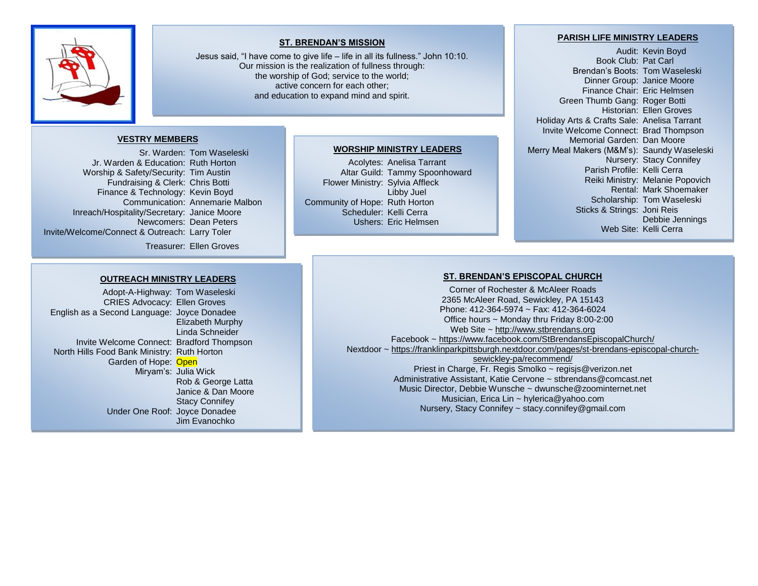## ST. BRENDAN'S MISSION

Jesus said, "I have come to give life – life in all its fullness." John 10:10.
Our mission is the realization of fullness through:
the worship of God; service to the world;
active concern for each other;
and education to expand mind and spirit.

## PARISH LIFE MINISTRY LEADERS

| | |
|---|---|
| Audit: | Kevin Boyd |
| Book Club: | Pat Carl |
| Brendan's Boots: | Tom Waseleski |
| Dinner Group: | Janice Moore |
| Finance Chair: | Eric Helmsen |
| Green Thumb Gang: | Roger Botti |
| Historian: | Ellen Groves |
| Holiday Arts & Crafts Sale: | Anelisa Tarrant |
| Invite Welcome Connect: | Brad Thompson |
| Memorial Garden: | Dan Moore |
| Merry Meal Makers (M&M's): | Saundy Waseleski |
| Nursery: | Stacy Connifey |
| Parish Profile: | Kelli Cerra |
| Reiki Ministry: | Melanie Popovich |
| Rental: | Mark Shoemaker |
| Scholarship: | Tom Waseleski |
| Sticks & Strings: | Joni Reis |
| | Debbie Jennings |
| Web Site: | Kelli Cerra |

## VESTRY MEMBERS

| | |
|---|---|
| Sr. Warden: | Tom Waseleski |
| Jr. Warden & Education: | Ruth Horton |
| Worship & Safety/Security: | Tim Austin |
| Fundraising & Clerk: | Chris Botti |
| Finance & Technology: | Kevin Boyd |
| Communication: | Annemarie Malbon |
| Inreach/Hospitality/Secretary: | Janice Moore |
| Newcomers: | Dean Peters |
| Invite/Welcome/Connect & Outreach: | Larry Toler |
| Treasurer: | Ellen Groves |

## WORSHIP MINISTRY LEADERS

| | |
|---|---|
| Acolytes: | Anelisa Tarrant |
| Altar Guild: | Tammy Spoonhoward |
| Flower Ministry: | Sylvia Affleck |
| | Libby Juel |
| Community of Hope: | Ruth Horton |
| Scheduler: | Kelli Cerra |
| Ushers: | Eric Helmsen |

## OUTREACH MINISTRY LEADERS

| | |
|---|---|
| Adopt-A-Highway: | Tom Waseleski |
| CRIES Advocacy: | Ellen Groves |
| English as a Second Language: | Joyce Donadee |
| | Elizabeth Murphy |
| | Linda Schneider |
| Invite Welcome Connect: | Bradford Thompson |
| North Hills Food Bank Ministry: | Ruth Horton |
| Garden of Hope: | Open |
| Miryam's: | Julia Wick |
| | Rob & George Latta |
| | Janice & Dan Moore |
| | Stacy Connifey |
| Under One Roof: | Joyce Donadee |
| | Jim Evanochko |

## ST. BRENDAN'S EPISCOPAL CHURCH

Corner of Rochester & McAleer Roads
2365 McAleer Road, Sewickley, PA 15143
Phone: 412-364-5974 ~ Fax: 412-364-6024
Office hours ~ Monday thru Friday 8:00-2:00
Web Site ~ http://www.stbrendans.org
Facebook ~ https://www.facebook.com/StBrendansEpiscopalChurch/
Nextdoor ~ https://franklinparkpittsburgh.nextdoor.com/pages/st-brendans-episcopal-church-sewickley-pa/recommend/
Priest in Charge, Fr. Regis Smolko ~ regisjs@verizon.net
Administrative Assistant, Katie Cervone ~ stbrendans@comcast.net
Music Director, Debbie Wunsche ~ dwunsche@zoominternet.net
Musician, Erica Lin ~ hylerica@yahoo.com
Nursery, Stacy Connifey ~ stacy.connifey@gmail.com